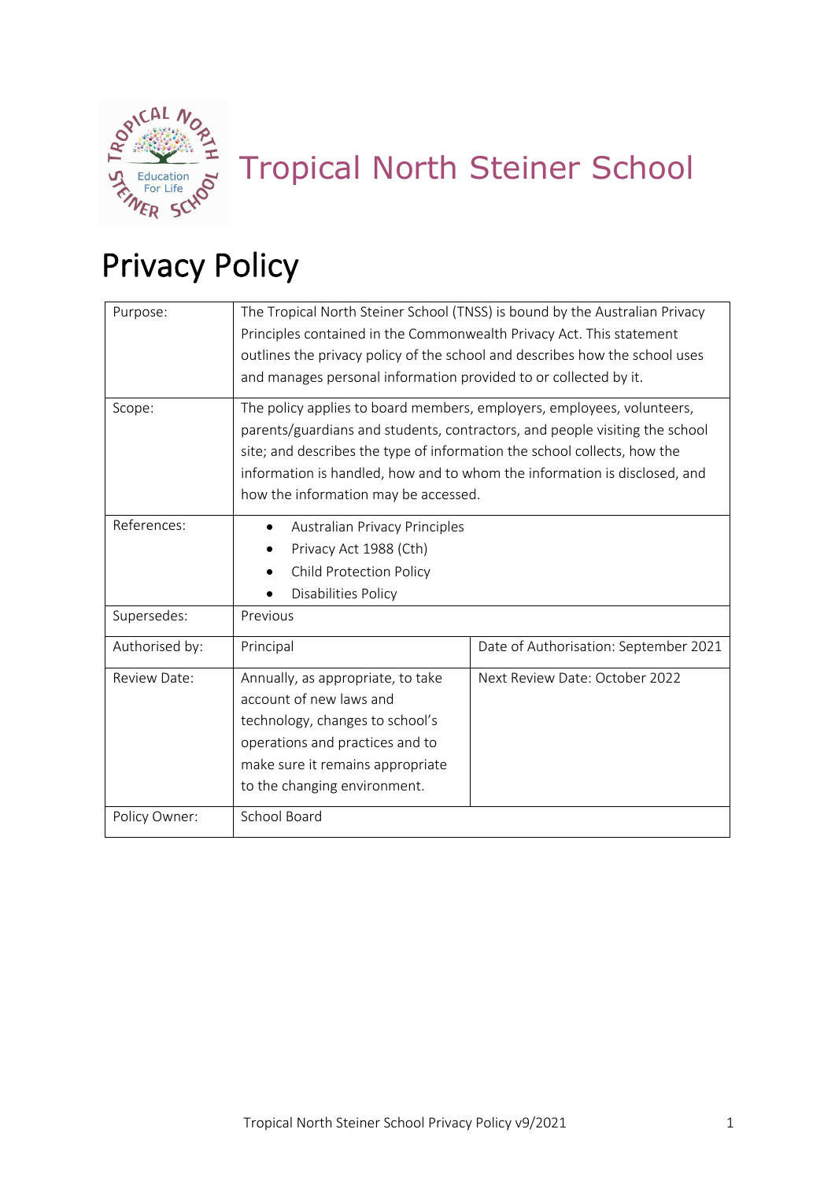# Tropical North Steiner School

# Privacy Policy

| | | |
|---|---|---|
| Purpose: | The Tropical North Steiner School (TNSS) is bound by the Australian Privacy Principles contained in the Commonwealth Privacy Act. This statement outlines the privacy policy of the school and describes how the school uses and manages personal information provided to or collected by it. | |
| Scope: | The policy applies to board members, employers, employees, volunteers, parents/guardians and students, contractors, and people visiting the school site; and describes the type of information the school collects, how the information is handled, how and to whom the information is disclosed, and how the information may be accessed. | |
| References: | • Australian Privacy Principles<br>• Privacy Act 1988 (Cth)<br>• Child Protection Policy<br>• Disabilities Policy | |
| Supersedes: | Previous | |
| Authorised by: | Principal | Date of Authorisation: September 2021 |
| Review Date: | Annually, as appropriate, to take account of new laws and technology, changes to school's operations and practices and to make sure it remains appropriate to the changing environment. | Next Review Date: October 2022 |
| Policy Owner: | School Board | |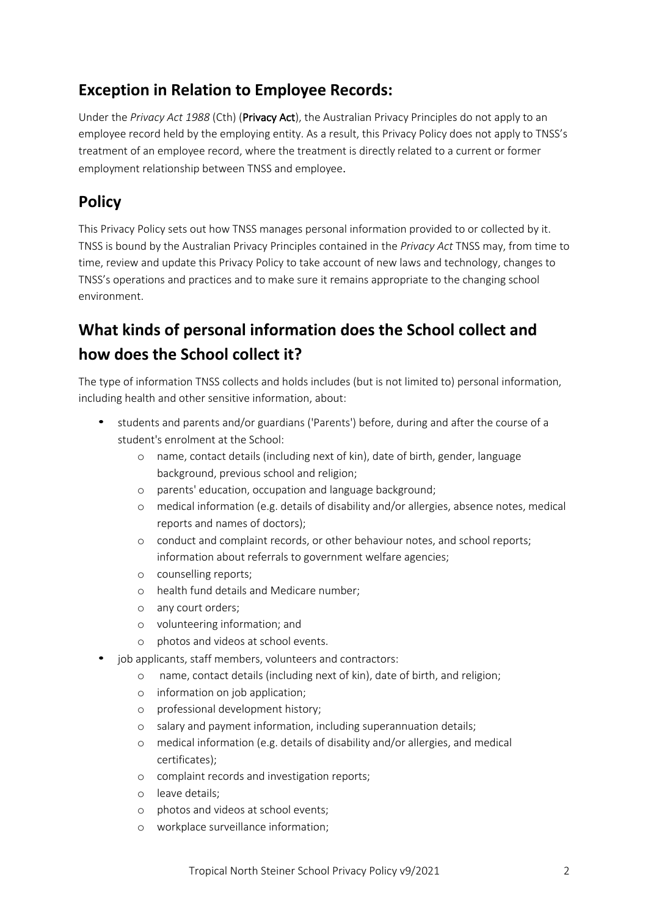## Exception in Relation to Employee Records:

Under the *Privacy Act 1988* (Cth) (**Privacy Act**), the Australian Privacy Principles do not apply to an employee record held by the employing entity. As a result, this Privacy Policy does not apply to TNSS's treatment of an employee record, where the treatment is directly related to a current or former employment relationship between TNSS and employee.

## Policy

This Privacy Policy sets out how TNSS manages personal information provided to or collected by it. TNSS is bound by the Australian Privacy Principles contained in the *Privacy Act* TNSS may, from time to time, review and update this Privacy Policy to take account of new laws and technology, changes to TNSS's operations and practices and to make sure it remains appropriate to the changing school environment.

## What kinds of personal information does the School collect and how does the School collect it?

The type of information TNSS collects and holds includes (but is not limited to) personal information, including health and other sensitive information, about:

- students and parents and/or guardians ('Parents') before, during and after the course of a student's enrolment at the School:
  - name, contact details (including next of kin), date of birth, gender, language background, previous school and religion;
  - parents' education, occupation and language background;
  - medical information (e.g. details of disability and/or allergies, absence notes, medical reports and names of doctors);
  - conduct and complaint records, or other behaviour notes, and school reports; information about referrals to government welfare agencies;
  - counselling reports;
  - health fund details and Medicare number;
  - any court orders;
  - volunteering information; and
  - photos and videos at school events.
- job applicants, staff members, volunteers and contractors:
  - name, contact details (including next of kin), date of birth, and religion;
  - information on job application;
  - professional development history;
  - salary and payment information, including superannuation details;
  - medical information (e.g. details of disability and/or allergies, and medical certificates);
  - complaint records and investigation reports;
  - leave details;
  - photos and videos at school events;
  - workplace surveillance information;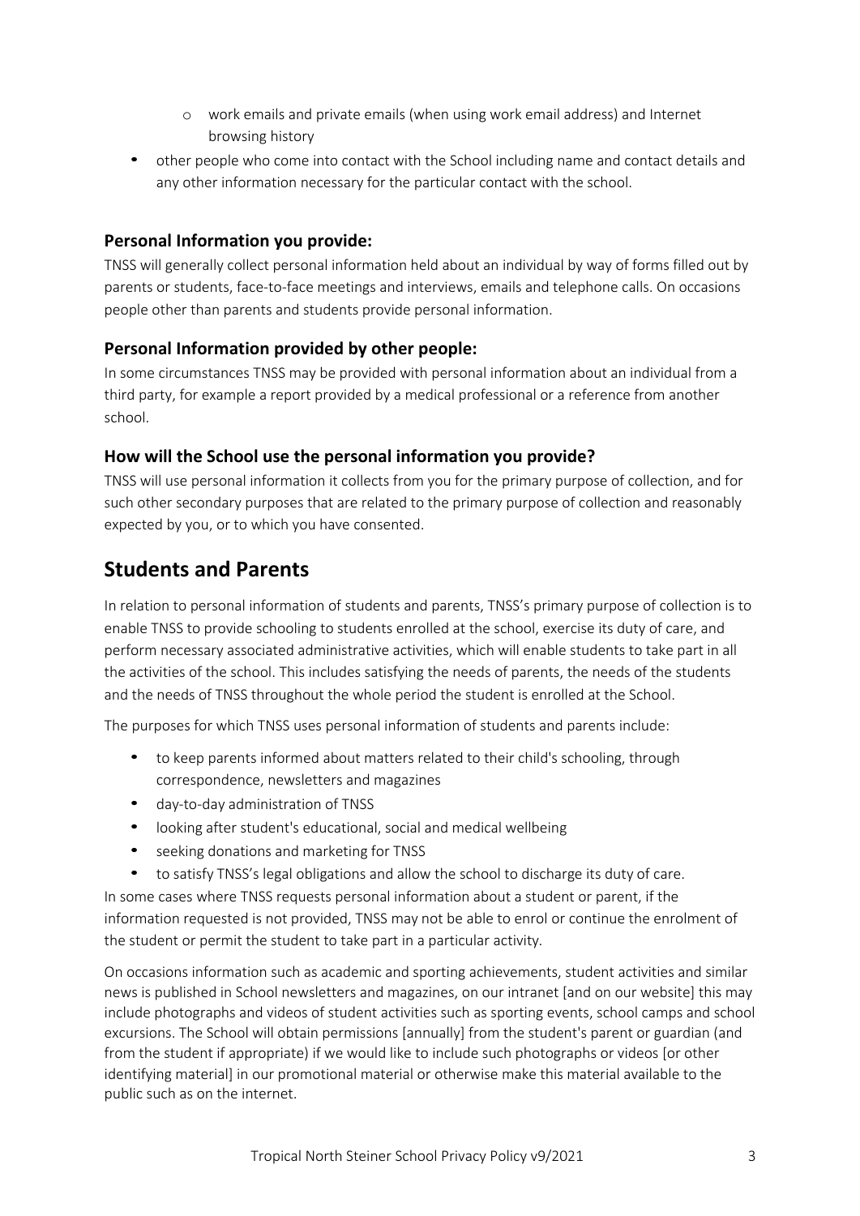- work emails and private emails (when using work email address) and Internet browsing history
- other people who come into contact with the School including name and contact details and any other information necessary for the particular contact with the school.

### Personal Information you provide:

TNSS will generally collect personal information held about an individual by way of forms filled out by parents or students, face-to-face meetings and interviews, emails and telephone calls. On occasions people other than parents and students provide personal information.

### Personal Information provided by other people:

In some circumstances TNSS may be provided with personal information about an individual from a third party, for example a report provided by a medical professional or a reference from another school.

### How will the School use the personal information you provide?

TNSS will use personal information it collects from you for the primary purpose of collection, and for such other secondary purposes that are related to the primary purpose of collection and reasonably expected by you, or to which you have consented.

## Students and Parents

In relation to personal information of students and parents, TNSS's primary purpose of collection is to enable TNSS to provide schooling to students enrolled at the school, exercise its duty of care, and perform necessary associated administrative activities, which will enable students to take part in all the activities of the school. This includes satisfying the needs of parents, the needs of the students and the needs of TNSS throughout the whole period the student is enrolled at the School.

The purposes for which TNSS uses personal information of students and parents include:

- to keep parents informed about matters related to their child's schooling, through correspondence, newsletters and magazines
- day-to-day administration of TNSS
- looking after student's educational, social and medical wellbeing
- seeking donations and marketing for TNSS
- to satisfy TNSS's legal obligations and allow the school to discharge its duty of care.

In some cases where TNSS requests personal information about a student or parent, if the information requested is not provided, TNSS may not be able to enrol or continue the enrolment of the student or permit the student to take part in a particular activity.

On occasions information such as academic and sporting achievements, student activities and similar news is published in School newsletters and magazines, on our intranet [and on our website] this may include photographs and videos of student activities such as sporting events, school camps and school excursions. The School will obtain permissions [annually] from the student's parent or guardian (and from the student if appropriate) if we would like to include such photographs or videos [or other identifying material] in our promotional material or otherwise make this material available to the public such as on the internet.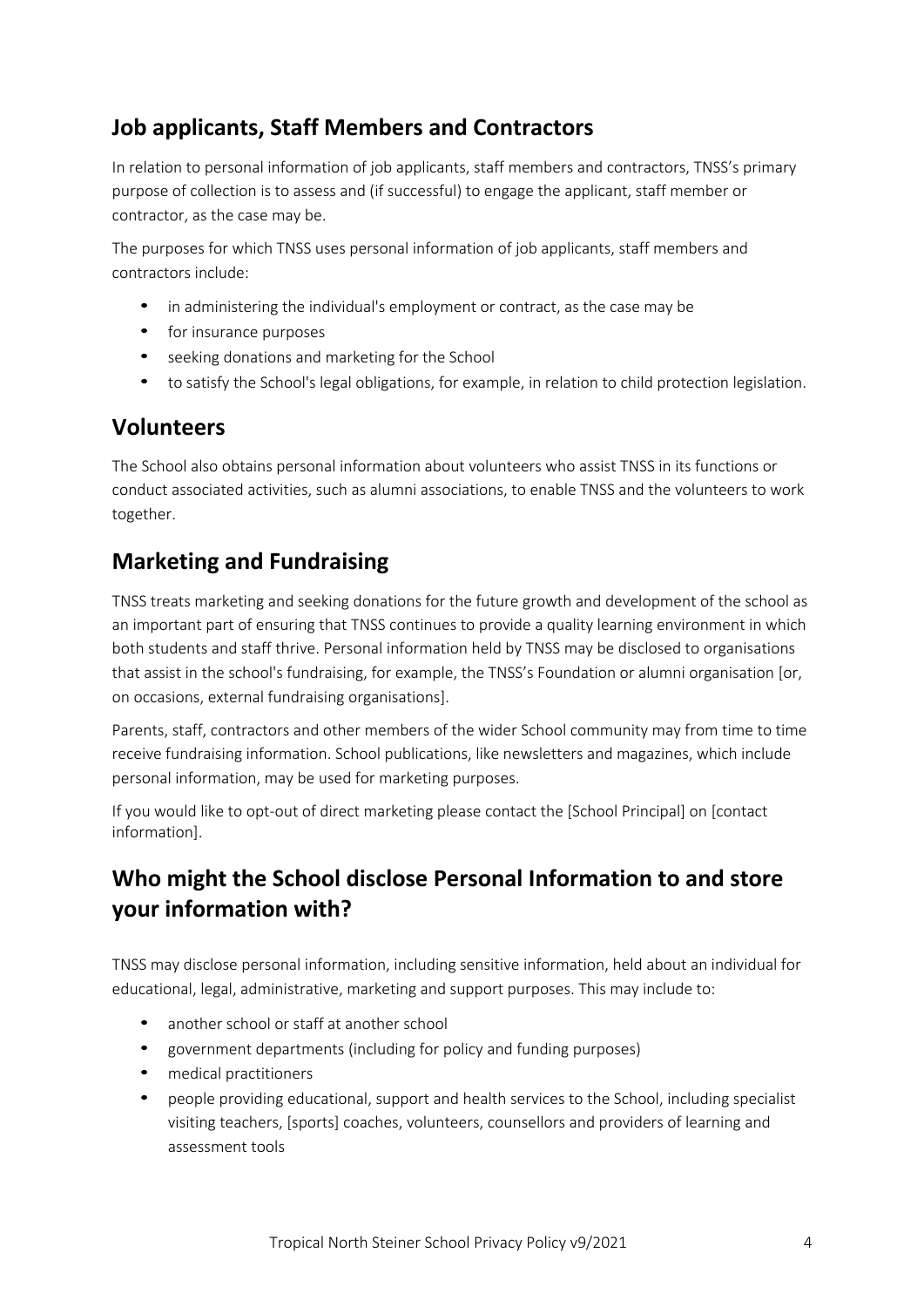## Job applicants, Staff Members and Contractors

In relation to personal information of job applicants, staff members and contractors, TNSS's primary purpose of collection is to assess and (if successful) to engage the applicant, staff member or contractor, as the case may be.

The purposes for which TNSS uses personal information of job applicants, staff members and contractors include:

- in administering the individual's employment or contract, as the case may be
- for insurance purposes
- seeking donations and marketing for the School
- to satisfy the School's legal obligations, for example, in relation to child protection legislation.

## Volunteers

The School also obtains personal information about volunteers who assist TNSS in its functions or conduct associated activities, such as alumni associations, to enable TNSS and the volunteers to work together.

## Marketing and Fundraising

TNSS treats marketing and seeking donations for the future growth and development of the school as an important part of ensuring that TNSS continues to provide a quality learning environment in which both students and staff thrive. Personal information held by TNSS may be disclosed to organisations that assist in the school's fundraising, for example, the TNSS's Foundation or alumni organisation [or, on occasions, external fundraising organisations].

Parents, staff, contractors and other members of the wider School community may from time to time receive fundraising information. School publications, like newsletters and magazines, which include personal information, may be used for marketing purposes.

If you would like to opt-out of direct marketing please contact the [School Principal] on [contact information].

## Who might the School disclose Personal Information to and store your information with?

TNSS may disclose personal information, including sensitive information, held about an individual for educational, legal, administrative, marketing and support purposes. This may include to:

- another school or staff at another school
- government departments (including for policy and funding purposes)
- medical practitioners
- people providing educational, support and health services to the School, including specialist visiting teachers, [sports] coaches, volunteers, counsellors and providers of learning and assessment tools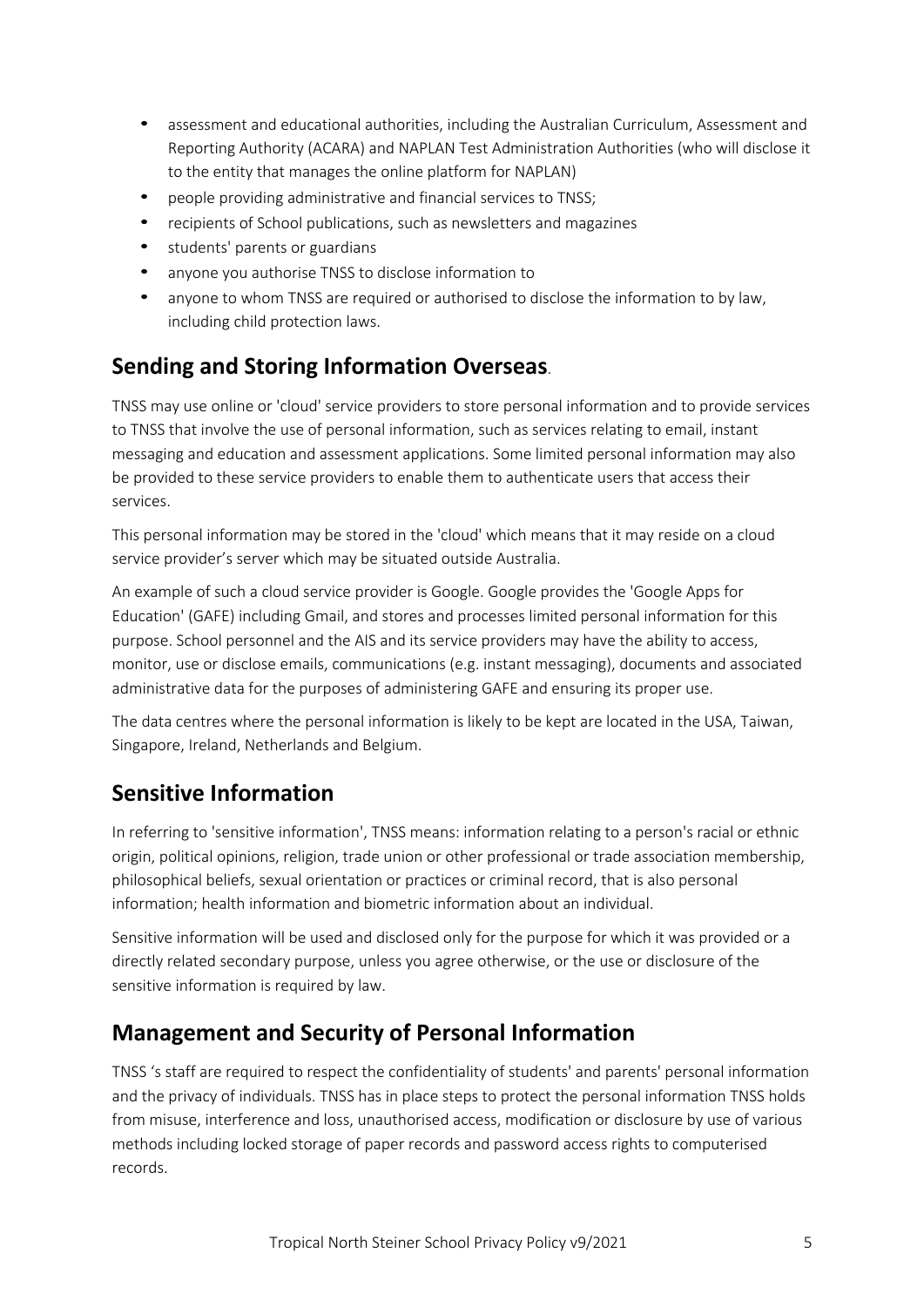- assessment and educational authorities, including the Australian Curriculum, Assessment and Reporting Authority (ACARA) and NAPLAN Test Administration Authorities (who will disclose it to the entity that manages the online platform for NAPLAN)
- people providing administrative and financial services to TNSS;
- recipients of School publications, such as newsletters and magazines
- students' parents or guardians
- anyone you authorise TNSS to disclose information to
- anyone to whom TNSS are required or authorised to disclose the information to by law, including child protection laws.

## Sending and Storing Information Overseas.

TNSS may use online or 'cloud' service providers to store personal information and to provide services to TNSS that involve the use of personal information, such as services relating to email, instant messaging and education and assessment applications. Some limited personal information may also be provided to these service providers to enable them to authenticate users that access their services.

This personal information may be stored in the 'cloud' which means that it may reside on a cloud service provider's server which may be situated outside Australia.

An example of such a cloud service provider is Google. Google provides the 'Google Apps for Education' (GAFE) including Gmail, and stores and processes limited personal information for this purpose. School personnel and the AIS and its service providers may have the ability to access, monitor, use or disclose emails, communications (e.g. instant messaging), documents and associated administrative data for the purposes of administering GAFE and ensuring its proper use.

The data centres where the personal information is likely to be kept are located in the USA, Taiwan, Singapore, Ireland, Netherlands and Belgium.

## Sensitive Information

In referring to 'sensitive information', TNSS means: information relating to a person's racial or ethnic origin, political opinions, religion, trade union or other professional or trade association membership, philosophical beliefs, sexual orientation or practices or criminal record, that is also personal information; health information and biometric information about an individual.

Sensitive information will be used and disclosed only for the purpose for which it was provided or a directly related secondary purpose, unless you agree otherwise, or the use or disclosure of the sensitive information is required by law.

## Management and Security of Personal Information

TNSS 's staff are required to respect the confidentiality of students' and parents' personal information and the privacy of individuals. TNSS has in place steps to protect the personal information TNSS holds from misuse, interference and loss, unauthorised access, modification or disclosure by use of various methods including locked storage of paper records and password access rights to computerised records.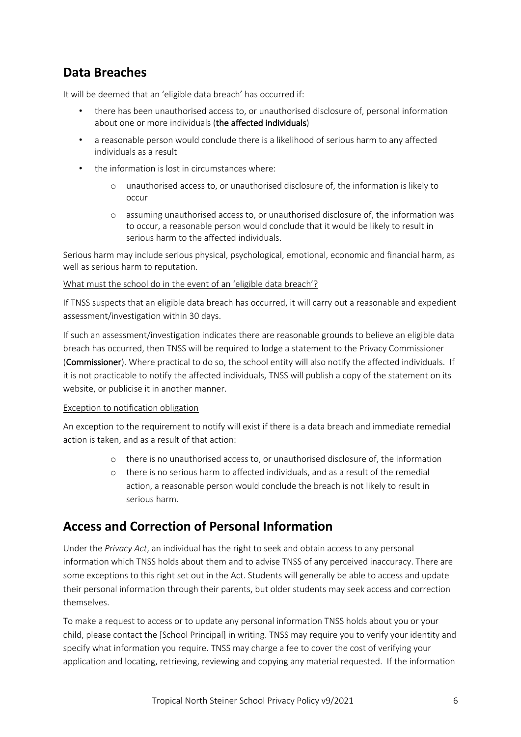## Data Breaches

It will be deemed that an 'eligible data breach' has occurred if:

- there has been unauthorised access to, or unauthorised disclosure of, personal information about one or more individuals (**the affected individuals**)
- a reasonable person would conclude there is a likelihood of serious harm to any affected individuals as a result
- the information is lost in circumstances where:
  - unauthorised access to, or unauthorised disclosure of, the information is likely to occur
  - assuming unauthorised access to, or unauthorised disclosure of, the information was to occur, a reasonable person would conclude that it would be likely to result in serious harm to the affected individuals.

Serious harm may include serious physical, psychological, emotional, economic and financial harm, as well as serious harm to reputation.

What must the school do in the event of an 'eligible data breach'?

If TNSS suspects that an eligible data breach has occurred, it will carry out a reasonable and expedient assessment/investigation within 30 days.

If such an assessment/investigation indicates there are reasonable grounds to believe an eligible data breach has occurred, then TNSS will be required to lodge a statement to the Privacy Commissioner (**Commissioner**). Where practical to do so, the school entity will also notify the affected individuals. If it is not practicable to notify the affected individuals, TNSS will publish a copy of the statement on its website, or publicise it in another manner.

Exception to notification obligation

An exception to the requirement to notify will exist if there is a data breach and immediate remedial action is taken, and as a result of that action:

- there is no unauthorised access to, or unauthorised disclosure of, the information
- there is no serious harm to affected individuals, and as a result of the remedial action, a reasonable person would conclude the breach is not likely to result in serious harm.

## Access and Correction of Personal Information

Under the *Privacy Act*, an individual has the right to seek and obtain access to any personal information which TNSS holds about them and to advise TNSS of any perceived inaccuracy. There are some exceptions to this right set out in the Act. Students will generally be able to access and update their personal information through their parents, but older students may seek access and correction themselves.

To make a request to access or to update any personal information TNSS holds about you or your child, please contact the [School Principal] in writing. TNSS may require you to verify your identity and specify what information you require. TNSS may charge a fee to cover the cost of verifying your application and locating, retrieving, reviewing and copying any material requested. If the information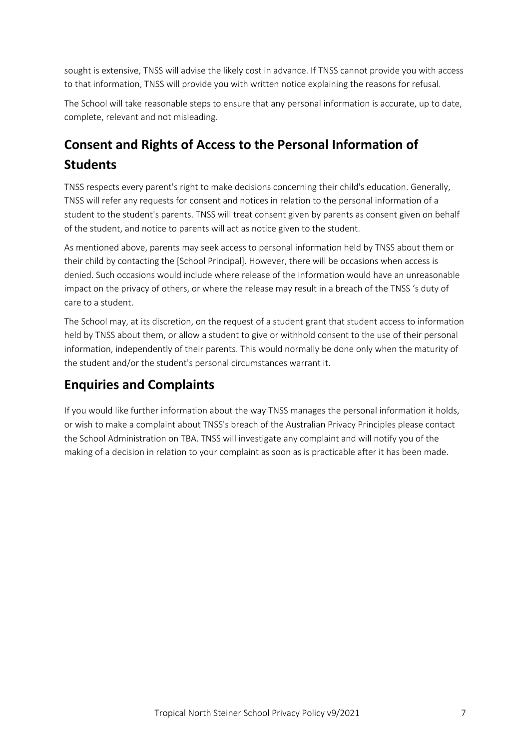sought is extensive, TNSS will advise the likely cost in advance. If TNSS cannot provide you with access to that information, TNSS will provide you with written notice explaining the reasons for refusal.

The School will take reasonable steps to ensure that any personal information is accurate, up to date, complete, relevant and not misleading.

## Consent and Rights of Access to the Personal Information of Students

TNSS respects every parent's right to make decisions concerning their child's education. Generally, TNSS will refer any requests for consent and notices in relation to the personal information of a student to the student's parents. TNSS will treat consent given by parents as consent given on behalf of the student, and notice to parents will act as notice given to the student.

As mentioned above, parents may seek access to personal information held by TNSS about them or their child by contacting the [School Principal]. However, there will be occasions when access is denied. Such occasions would include where release of the information would have an unreasonable impact on the privacy of others, or where the release may result in a breach of the TNSS 's duty of care to a student.

The School may, at its discretion, on the request of a student grant that student access to information held by TNSS about them, or allow a student to give or withhold consent to the use of their personal information, independently of their parents. This would normally be done only when the maturity of the student and/or the student's personal circumstances warrant it.

## Enquiries and Complaints

If you would like further information about the way TNSS manages the personal information it holds, or wish to make a complaint about TNSS's breach of the Australian Privacy Principles please contact the School Administration on TBA. TNSS will investigate any complaint and will notify you of the making of a decision in relation to your complaint as soon as is practicable after it has been made.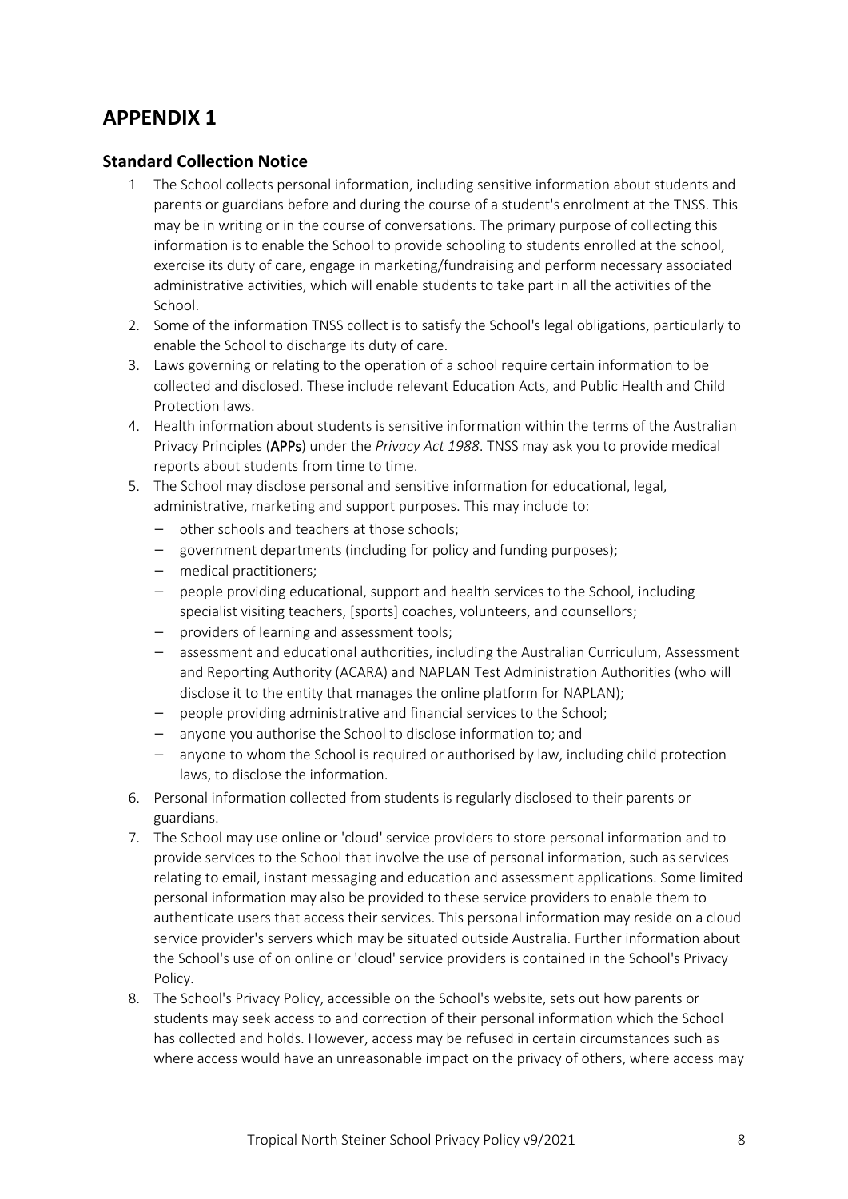# APPENDIX 1

## Standard Collection Notice

1. The School collects personal information, including sensitive information about students and parents or guardians before and during the course of a student's enrolment at the TNSS. This may be in writing or in the course of conversations. The primary purpose of collecting this information is to enable the School to provide schooling to students enrolled at the school, exercise its duty of care, engage in marketing/fundraising and perform necessary associated administrative activities, which will enable students to take part in all the activities of the School.
2. Some of the information TNSS collect is to satisfy the School's legal obligations, particularly to enable the School to discharge its duty of care.
3. Laws governing or relating to the operation of a school require certain information to be collected and disclosed. These include relevant Education Acts, and Public Health and Child Protection laws.
4. Health information about students is sensitive information within the terms of the Australian Privacy Principles (**APPs**) under the *Privacy Act 1988*. TNSS may ask you to provide medical reports about students from time to time.
5. The School may disclose personal and sensitive information for educational, legal, administrative, marketing and support purposes. This may include to:
   - other schools and teachers at those schools;
   - government departments (including for policy and funding purposes);
   - medical practitioners;
   - people providing educational, support and health services to the School, including specialist visiting teachers, [sports] coaches, volunteers, and counsellors;
   - providers of learning and assessment tools;
   - assessment and educational authorities, including the Australian Curriculum, Assessment and Reporting Authority (ACARA) and NAPLAN Test Administration Authorities (who will disclose it to the entity that manages the online platform for NAPLAN);
   - people providing administrative and financial services to the School;
   - anyone you authorise the School to disclose information to; and
   - anyone to whom the School is required or authorised by law, including child protection laws, to disclose the information.
6. Personal information collected from students is regularly disclosed to their parents or guardians.
7. The School may use online or 'cloud' service providers to store personal information and to provide services to the School that involve the use of personal information, such as services relating to email, instant messaging and education and assessment applications. Some limited personal information may also be provided to these service providers to enable them to authenticate users that access their services. This personal information may reside on a cloud service provider's servers which may be situated outside Australia. Further information about the School's use of on online or 'cloud' service providers is contained in the School's Privacy Policy.
8. The School's Privacy Policy, accessible on the School's website, sets out how parents or students may seek access to and correction of their personal information which the School has collected and holds. However, access may be refused in certain circumstances such as where access would have an unreasonable impact on the privacy of others, where access may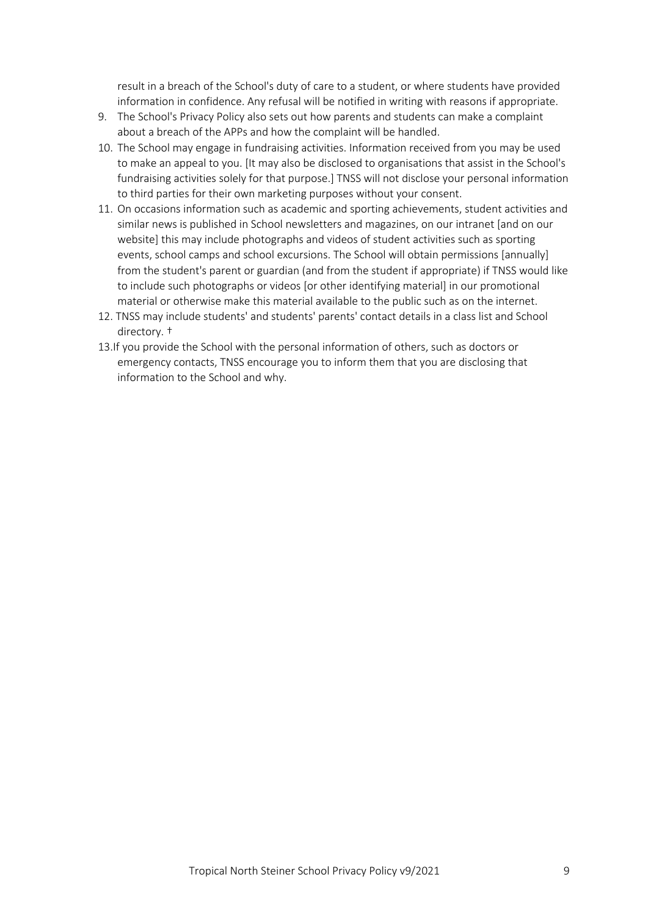result in a breach of the School's duty of care to a student, or where students have provided information in confidence. Any refusal will be notified in writing with reasons if appropriate.

9. The School's Privacy Policy also sets out how parents and students can make a complaint about a breach of the APPs and how the complaint will be handled.
10. The School may engage in fundraising activities. Information received from you may be used to make an appeal to you. [It may also be disclosed to organisations that assist in the School's fundraising activities solely for that purpose.] TNSS will not disclose your personal information to third parties for their own marketing purposes without your consent.
11. On occasions information such as academic and sporting achievements, student activities and similar news is published in School newsletters and magazines, on our intranet [and on our website] this may include photographs and videos of student activities such as sporting events, school camps and school excursions. The School will obtain permissions [annually] from the student's parent or guardian (and from the student if appropriate) if TNSS would like to include such photographs or videos [or other identifying material] in our promotional material or otherwise make this material available to the public such as on the internet.
12. TNSS may include students' and students' parents' contact details in a class list and School directory. †
13. If you provide the School with the personal information of others, such as doctors or emergency contacts, TNSS encourage you to inform them that you are disclosing that information to the School and why.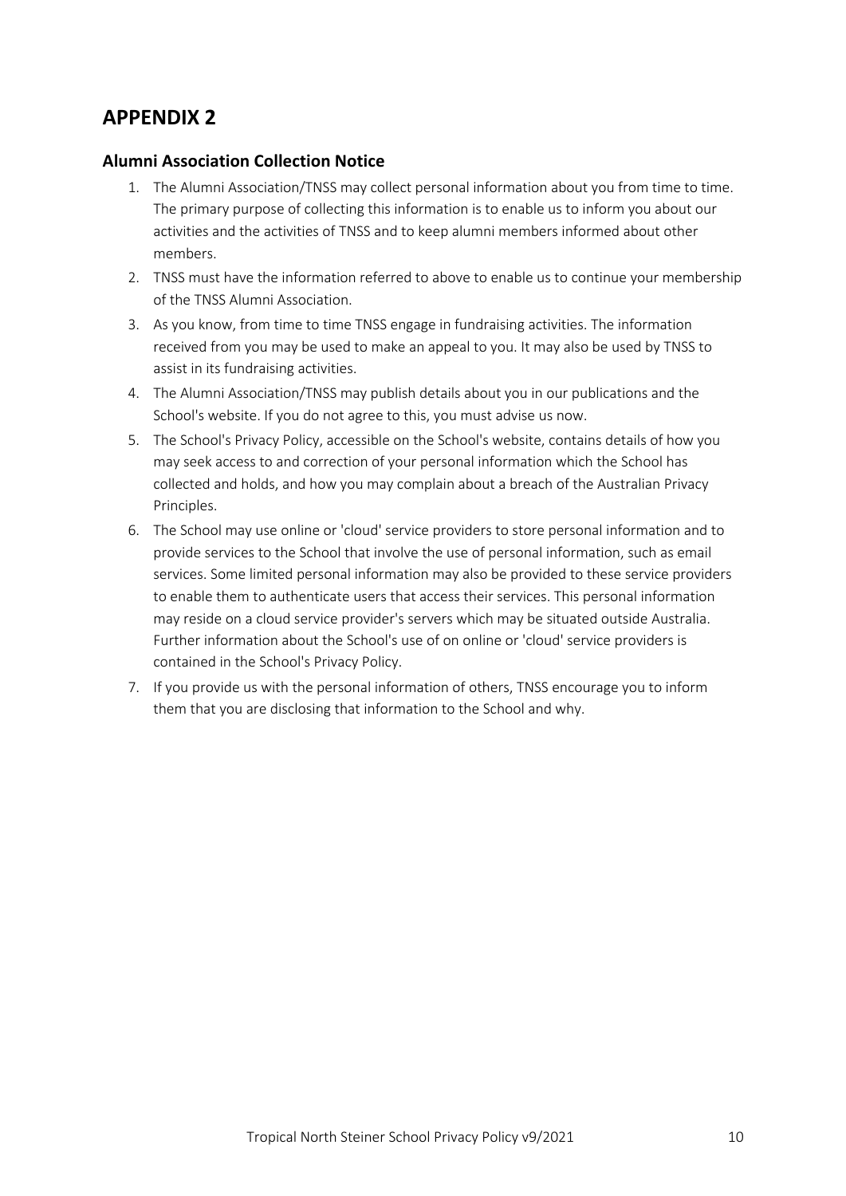# APPENDIX 2

## Alumni Association Collection Notice

1. The Alumni Association/TNSS may collect personal information about you from time to time. The primary purpose of collecting this information is to enable us to inform you about our activities and the activities of TNSS and to keep alumni members informed about other members.
2. TNSS must have the information referred to above to enable us to continue your membership of the TNSS Alumni Association.
3. As you know, from time to time TNSS engage in fundraising activities. The information received from you may be used to make an appeal to you. It may also be used by TNSS to assist in its fundraising activities.
4. The Alumni Association/TNSS may publish details about you in our publications and the School's website. If you do not agree to this, you must advise us now.
5. The School's Privacy Policy, accessible on the School's website, contains details of how you may seek access to and correction of your personal information which the School has collected and holds, and how you may complain about a breach of the Australian Privacy Principles.
6. The School may use online or 'cloud' service providers to store personal information and to provide services to the School that involve the use of personal information, such as email services. Some limited personal information may also be provided to these service providers to enable them to authenticate users that access their services. This personal information may reside on a cloud service provider's servers which may be situated outside Australia. Further information about the School's use of on online or 'cloud' service providers is contained in the School's Privacy Policy.
7. If you provide us with the personal information of others, TNSS encourage you to inform them that you are disclosing that information to the School and why.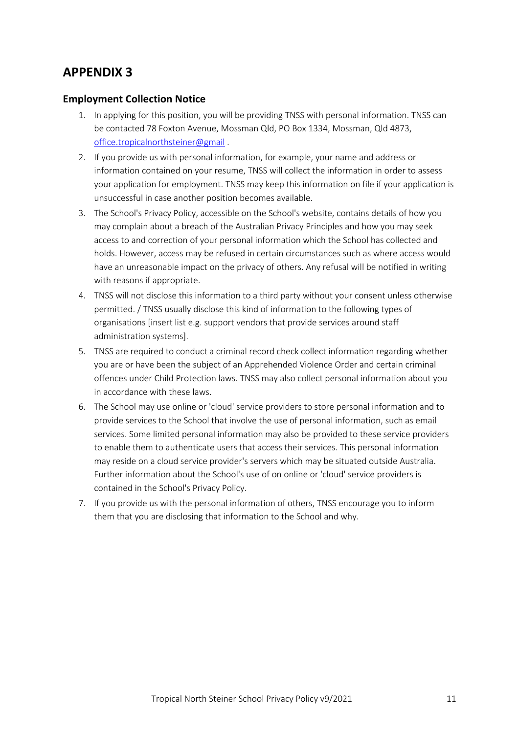# APPENDIX 3

## Employment Collection Notice

1. In applying for this position, you will be providing TNSS with personal information. TNSS can be contacted 78 Foxton Avenue, Mossman Qld, PO Box 1334, Mossman, Qld 4873, office.tropicalnorthsteiner@gmail .
2. If you provide us with personal information, for example, your name and address or information contained on your resume, TNSS will collect the information in order to assess your application for employment. TNSS may keep this information on file if your application is unsuccessful in case another position becomes available.
3. The School's Privacy Policy, accessible on the School's website, contains details of how you may complain about a breach of the Australian Privacy Principles and how you may seek access to and correction of your personal information which the School has collected and holds. However, access may be refused in certain circumstances such as where access would have an unreasonable impact on the privacy of others. Any refusal will be notified in writing with reasons if appropriate.
4. TNSS will not disclose this information to a third party without your consent unless otherwise permitted. / TNSS usually disclose this kind of information to the following types of organisations [insert list e.g. support vendors that provide services around staff administration systems].
5. TNSS are required to conduct a criminal record check collect information regarding whether you are or have been the subject of an Apprehended Violence Order and certain criminal offences under Child Protection laws. TNSS may also collect personal information about you in accordance with these laws.
6. The School may use online or 'cloud' service providers to store personal information and to provide services to the School that involve the use of personal information, such as email services. Some limited personal information may also be provided to these service providers to enable them to authenticate users that access their services. This personal information may reside on a cloud service provider's servers which may be situated outside Australia. Further information about the School's use of on online or 'cloud' service providers is contained in the School's Privacy Policy.
7. If you provide us with the personal information of others, TNSS encourage you to inform them that you are disclosing that information to the School and why.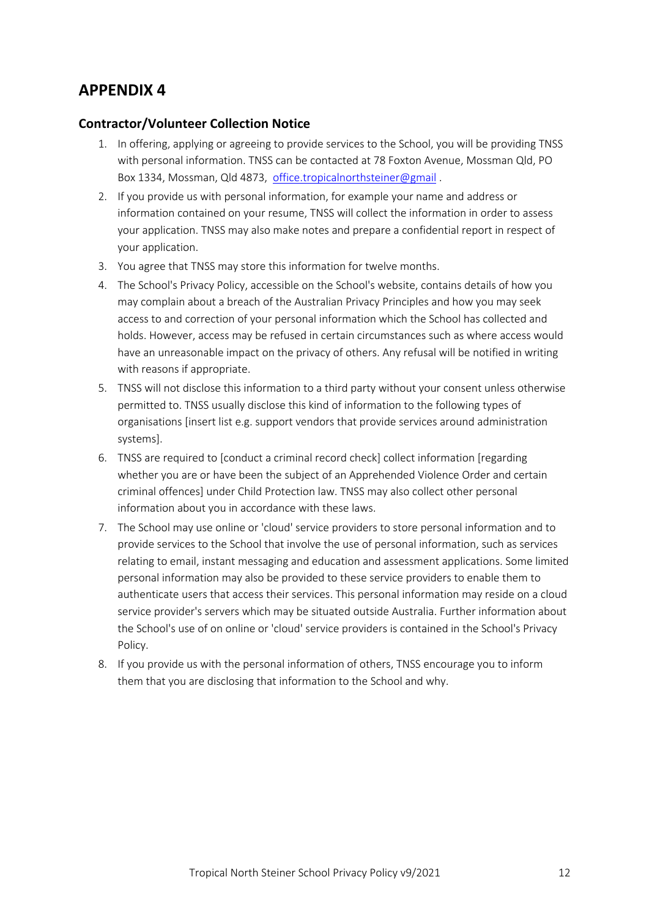# APPENDIX 4

## Contractor/Volunteer Collection Notice

1. In offering, applying or agreeing to provide services to the School, you will be providing TNSS with personal information. TNSS can be contacted at 78 Foxton Avenue, Mossman Qld, PO Box 1334, Mossman, Qld 4873, office.tropicalnorthsteiner@gmail .
2. If you provide us with personal information, for example your name and address or information contained on your resume, TNSS will collect the information in order to assess your application. TNSS may also make notes and prepare a confidential report in respect of your application.
3. You agree that TNSS may store this information for twelve months.
4. The School's Privacy Policy, accessible on the School's website, contains details of how you may complain about a breach of the Australian Privacy Principles and how you may seek access to and correction of your personal information which the School has collected and holds. However, access may be refused in certain circumstances such as where access would have an unreasonable impact on the privacy of others. Any refusal will be notified in writing with reasons if appropriate.
5. TNSS will not disclose this information to a third party without your consent unless otherwise permitted to. TNSS usually disclose this kind of information to the following types of organisations [insert list e.g. support vendors that provide services around administration systems].
6. TNSS are required to [conduct a criminal record check] collect information [regarding whether you are or have been the subject of an Apprehended Violence Order and certain criminal offences] under Child Protection law. TNSS may also collect other personal information about you in accordance with these laws.
7. The School may use online or 'cloud' service providers to store personal information and to provide services to the School that involve the use of personal information, such as services relating to email, instant messaging and education and assessment applications. Some limited personal information may also be provided to these service providers to enable them to authenticate users that access their services. This personal information may reside on a cloud service provider's servers which may be situated outside Australia. Further information about the School's use of on online or 'cloud' service providers is contained in the School's Privacy Policy.
8. If you provide us with the personal information of others, TNSS encourage you to inform them that you are disclosing that information to the School and why.